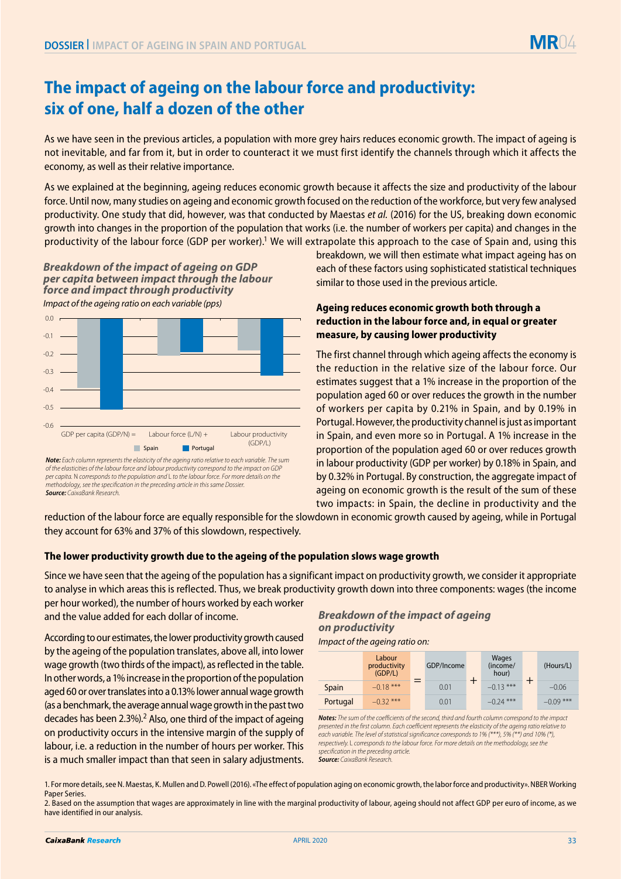# The impact of ageing on the labour force and productivity: six of one, half a dozen of the other

As we have seen in the previous articles, a population with more grey hairs reduces economic growth. The impact of ageing is not inevitable, and far from it, but in order to counteract it we must first identify the channels through which it affects the economy, as well as their relative importance.

As we explained at the beginning, ageing reduces economic growth because it affects the size and productivity of the labour force. Until now, many studies on ageing and economic growth focused on the reduction of the workforce, but very few analysed productivity. One study that did, however, was that conducted by Maestas *et al.* (2016) for the US, breaking down economic growth into changes in the proportion of the population that works (i.e. the number of workers per capita) and changes in the productivity of the labour force (GDP per worker).[1] We will extrapolate this approach to the case of Spain and, using this breakdown, we will then estimate what impact ageing has on each of these factors using sophisticated statistical techniques similar to those used in the previous article.

***Breakdown of the impact of ageing on GDP per capita between impact through the labour force and impact through productivity***

*Impact of the ageing ratio on each variable (pps)*

| | GDP per capita (GDP/N) = | Labour force (L/N) + | Labour productivity (GDP/L) |
|---|---|---|---|
| Spain | -0.39 | -0.21 | -0.18 |
| Portugal | -0.51 | -0.19 | -0.32 |

***Note:*** *Each column represents the elasticity of the ageing ratio relative to each variable. The sum of the elasticities of the labour force and labour productivity correspond to the impact on GDP per capita. N corresponds to the population and L to the labour force. For more details on the methodology, see the specification in the preceding article in this same Dossier.*
***Source:*** *CaixaBank Research.*

### Ageing reduces economic growth both through a reduction in the labour force and, in equal or greater measure, by causing lower productivity

The first channel through which ageing affects the economy is the reduction in the relative size of the labour force. Our estimates suggest that a 1% increase in the proportion of the population aged 60 or over reduces the growth in the number of workers per capita by 0.21% in Spain, and by 0.19% in Portugal. However, the productivity channel is just as important in Spain, and even more so in Portugal. A 1% increase in the proportion of the population aged 60 or over reduces growth in labour productivity (GDP per worker) by 0.18% in Spain, and by 0.32% in Portugal. By construction, the aggregate impact of ageing on economic growth is the result of the sum of these two impacts: in Spain, the decline in productivity and the reduction of the labour force are equally responsible for the slowdown in economic growth caused by ageing, while in Portugal they account for 63% and 37% of this slowdown, respectively.

### The lower productivity growth due to the ageing of the population slows wage growth

Since we have seen that the ageing of the population has a significant impact on productivity growth, we consider it appropriate to analyse in which areas this is reflected. Thus, we break productivity growth down into three components: wages (the income per hour worked), the number of hours worked by each worker and the value added for each dollar of income.

According to our estimates, the lower productivity growth caused by the ageing of the population translates, above all, into lower wage growth (two thirds of the impact), as reflected in the table. In other words, a 1% increase in the proportion of the population aged 60 or over translates into a 0.13% lower annual wage growth (as a benchmark, the average annual wage growth in the past two decades has been 2.3%).[2] Also, one third of the impact of ageing on productivity occurs in the intensive margin of the supply of labour, i.e. a reduction in the number of hours per worker. This is a much smaller impact than that seen in salary adjustments.

***Breakdown of the impact of ageing on productivity***

*Impact of the ageing ratio on:*

| | Labour productivity (GDP/L) | = | GDP/Income | + | Wages (income/hour) | + | (Hours/L) |
|---|---|---|---|---|---|---|---|
| Spain | –0.18 *** | | 0.01 | | –0.13 *** | | –0.06 |
| Portugal | –0.32 *** | | 0.01 | | –0.24 *** | | –0.09 *** |

***Notes:*** *The sum of the coefficients of the second, third and fourth column correspond to the impact presented in the first column. Each coefficient represents the elasticity of the ageing ratio relative to each variable. The level of statistical significance corresponds to 1% (\*\*\*), 5% (\*\*) and 10% (\*), respectively. L corresponds to the labour force. For more details on the methodology, see the specification in the preceding article.*
***Source:*** *CaixaBank Research.*

1. For more details, see N. Maestas, K. Mullen and D. Powell (2016). «The effect of population aging on economic growth, the labor force and productivity». NBER Working Paper Series.

2. Based on the assumption that wages are approximately in line with the marginal productivity of labour, ageing should not affect GDP per euro of income, as we have identified in our analysis.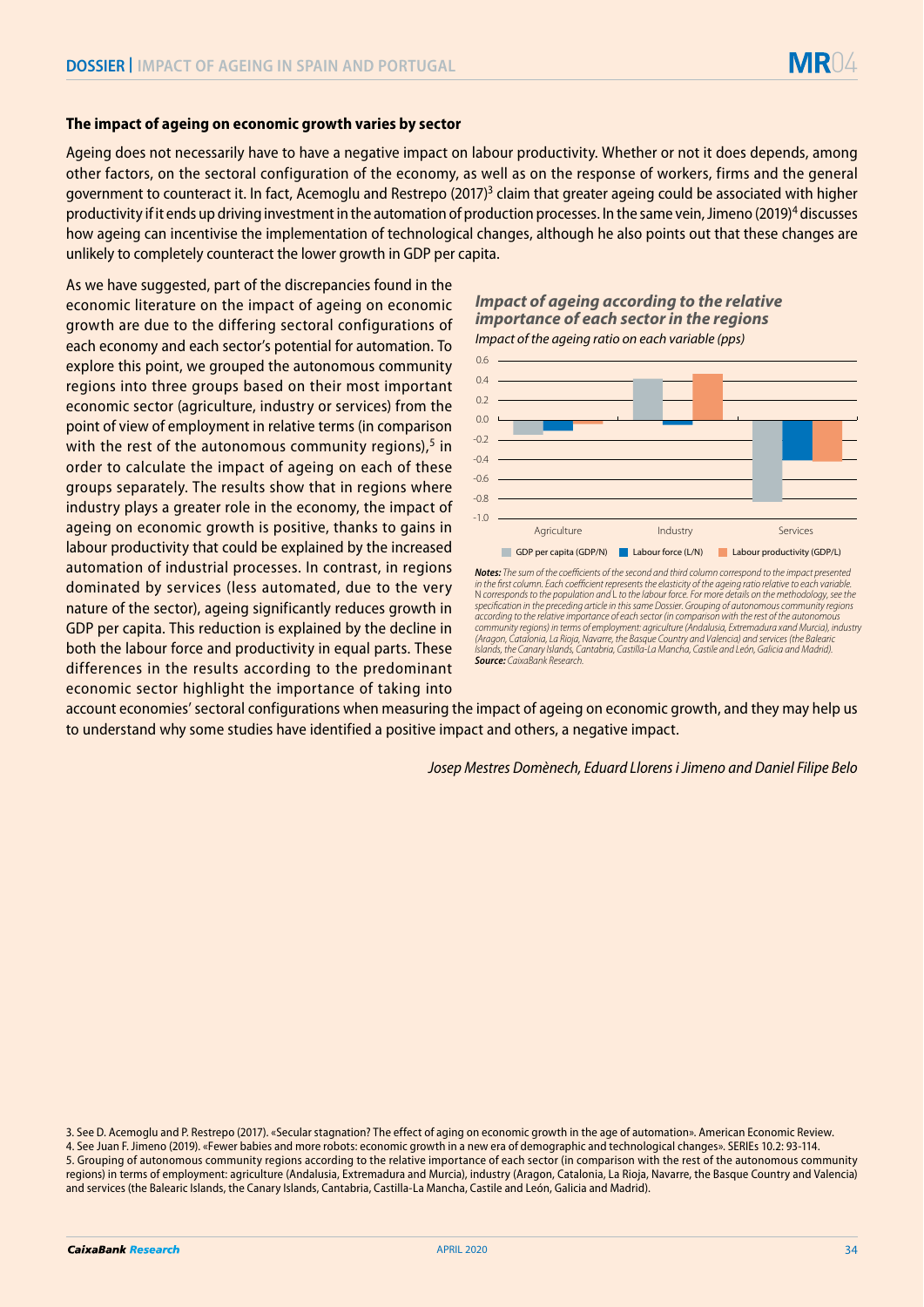### The impact of ageing on economic growth varies by sector

Ageing does not necessarily have to have a negative impact on labour productivity. Whether or not it does depends, among other factors, on the sectoral configuration of the economy, as well as on the response of workers, firms and the general government to counteract it. In fact, Acemoglu and Restrepo (2017)[3] claim that greater ageing could be associated with higher productivity if it ends up driving investment in the automation of production processes. In the same vein, Jimeno (2019)[4] discusses how ageing can incentivise the implementation of technological changes, although he also points out that these changes are unlikely to completely counteract the lower growth in GDP per capita.

As we have suggested, part of the discrepancies found in the economic literature on the impact of ageing on economic growth are due to the differing sectoral configurations of each economy and each sector's potential for automation. To explore this point, we grouped the autonomous community regions into three groups based on their most important economic sector (agriculture, industry or services) from the point of view of employment in relative terms (in comparison with the rest of the autonomous community regions),[5] in order to calculate the impact of ageing on each of these groups separately. The results show that in regions where industry plays a greater role in the economy, the impact of ageing on economic growth is positive, thanks to gains in labour productivity that could be explained by the increased automation of industrial processes. In contrast, in regions dominated by services (less automated, due to the very nature of the sector), ageing significantly reduces growth in GDP per capita. This reduction is explained by the decline in both the labour force and productivity in equal parts. These differences in the results according to the predominant economic sector highlight the importance of taking into account economies' sectoral configurations when measuring the impact of ageing on economic growth, and they may help us to understand why some studies have identified a positive impact and others, a negative impact.

***Impact of ageing according to the relative importance of each sector in the regions***

*Impact of the ageing ratio on each variable (pps)*

0.6
0.4
0.2
0.0
-0.2
-0.4
-0.6
-0.8
-1.0

Agriculture
Industry
Services

GDP per capita (GDP/N)
Labour force (L/N)
Labour productivity (GDP/L)

***Notes:*** *The sum of the coefficients of the second and third column correspond to the impact presented in the first column. Each coefficient represents the elasticity of the ageing ratio relative to each variable. N corresponds to the population and L to the labour force. For more details on the methodology, see the specification in the preceding article in this same Dossier. Grouping of autonomous community regions according to the relative importance of each sector (in comparison with the rest of the autonomous community regions) in terms of employment: agriculture (Andalusia, Extremadura xand Murcia), industry (Aragon, Catalonia, La Rioja, Navarre, the Basque Country and Valencia) and services (the Balearic Islands, the Canary Islands, Cantabria, Castilla-La Mancha, Castile and León, Galicia and Madrid).*
***Source:*** *CaixaBank Research.*

*Josep Mestres Domènech, Eduard Llorens i Jimeno and Daniel Filipe Belo*

3. See D. Acemoglu and P. Restrepo (2017). «Secular stagnation? The effect of aging on economic growth in the age of automation». American Economic Review.
4. See Juan F. Jimeno (2019). «Fewer babies and more robots: economic growth in a new era of demographic and technological changes». SERIEs 10.2: 93-114.
5. Grouping of autonomous community regions according to the relative importance of each sector (in comparison with the rest of the autonomous community regions) in terms of employment: agriculture (Andalusia, Extremadura and Murcia), industry (Aragon, Catalonia, La Rioja, Navarre, the Basque Country and Valencia) and services (the Balearic Islands, the Canary Islands, Cantabria, Castilla-La Mancha, Castile and León, Galicia and Madrid).